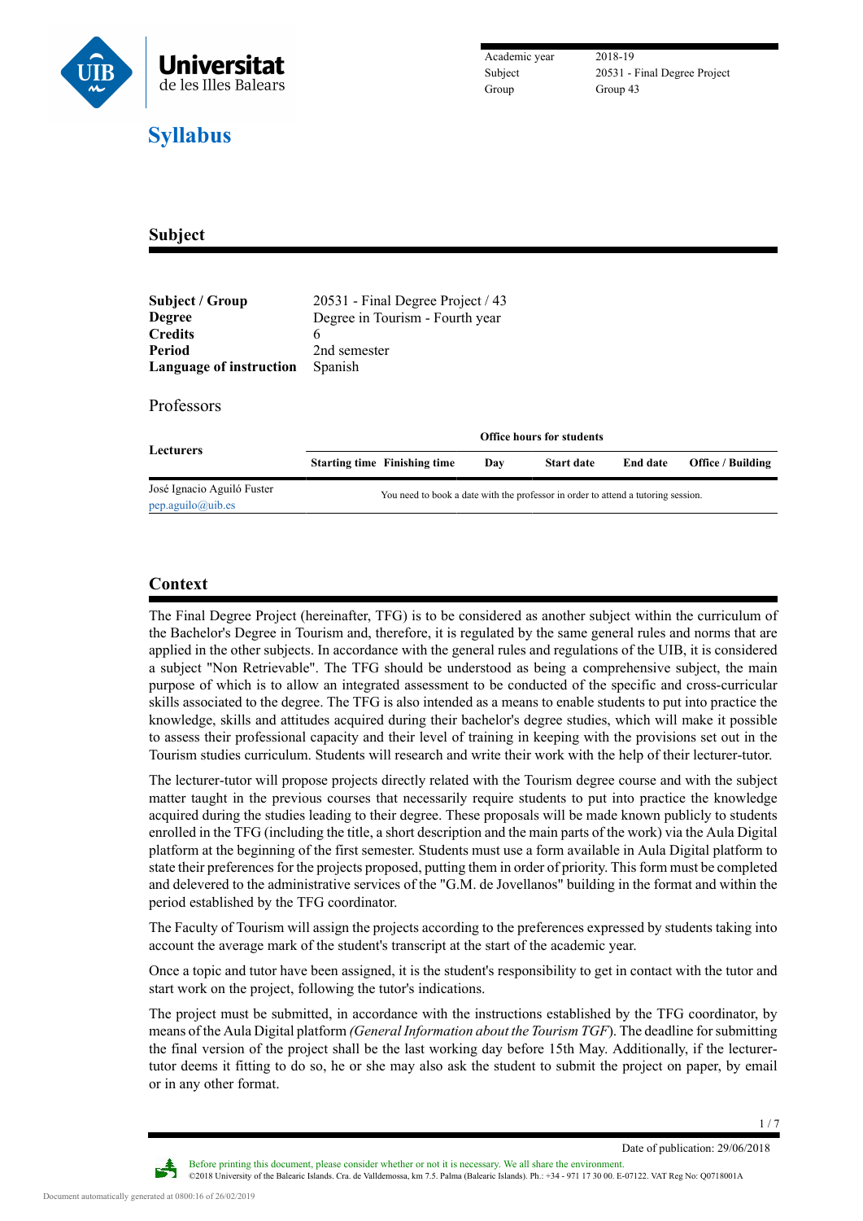| | |
|---|---|
| Academic year | 2018-19 |
| Subject | 20531 - Final Degree Project |
| Group | Group 43 |

# Syllabus

## Subject

| | |
|---|---|
| **Subject / Group** | 20531 - Final Degree Project / 43 |
| **Degree** | Degree in Tourism - Fourth year |
| **Credits** | 6 |
| **Period** | 2nd semester |
| **Language of instruction** | Spanish |

### Professors

| Lecturers | Office hours for students | | | | | |
|---|---|---|---|---|---|---|
| | Starting time | Finishing time | Day | Start date | End date | Office / Building |
| José Ignacio Aguiló Fuster<br>pep.aguilo@uib.es | You need to book a date with the professor in order to attend a tutoring session. | | | | | |

## Context

The Final Degree Project (hereinafter, TFG) is to be considered as another subject within the curriculum of the Bachelor's Degree in Tourism and, therefore, it is regulated by the same general rules and norms that are applied in the other subjects. In accordance with the general rules and regulations of the UIB, it is considered a subject "Non Retrievable". The TFG should be understood as being a comprehensive subject, the main purpose of which is to allow an integrated assessment to be conducted of the specific and cross-curricular skills associated to the degree. The TFG is also intended as a means to enable students to put into practice the knowledge, skills and attitudes acquired during their bachelor's degree studies, which will make it possible to assess their professional capacity and their level of training in keeping with the provisions set out in the Tourism studies curriculum. Students will research and write their work with the help of their lecturer-tutor.

The lecturer-tutor will propose projects directly related with the Tourism degree course and with the subject matter taught in the previous courses that necessarily require students to put into practice the knowledge acquired during the studies leading to their degree. These proposals will be made known publicly to students enrolled in the TFG (including the title, a short description and the main parts of the work) via the Aula Digital platform at the beginning of the first semester. Students must use a form available in Aula Digital platform to state their preferences for the projects proposed, putting them in order of priority. This form must be completed and delevered to the administrative services of the "G.M. de Jovellanos" building in the format and within the period established by the TFG coordinator.

The Faculty of Tourism will assign the projects according to the preferences expressed by students taking into account the average mark of the student's transcript at the start of the academic year.

Once a topic and tutor have been assigned, it is the student's responsibility to get in contact with the tutor and start work on the project, following the tutor's indications.

The project must be submitted, in accordance with the instructions established by the TFG coordinator, by means of the Aula Digital platform *(General Information about the Tourism TGF*). The deadline for submitting the final version of the project shall be the last working day before 15th May. Additionally, if the lecturer-tutor deems it fitting to do so, he or she may also ask the student to submit the project on paper, by email or in any other format.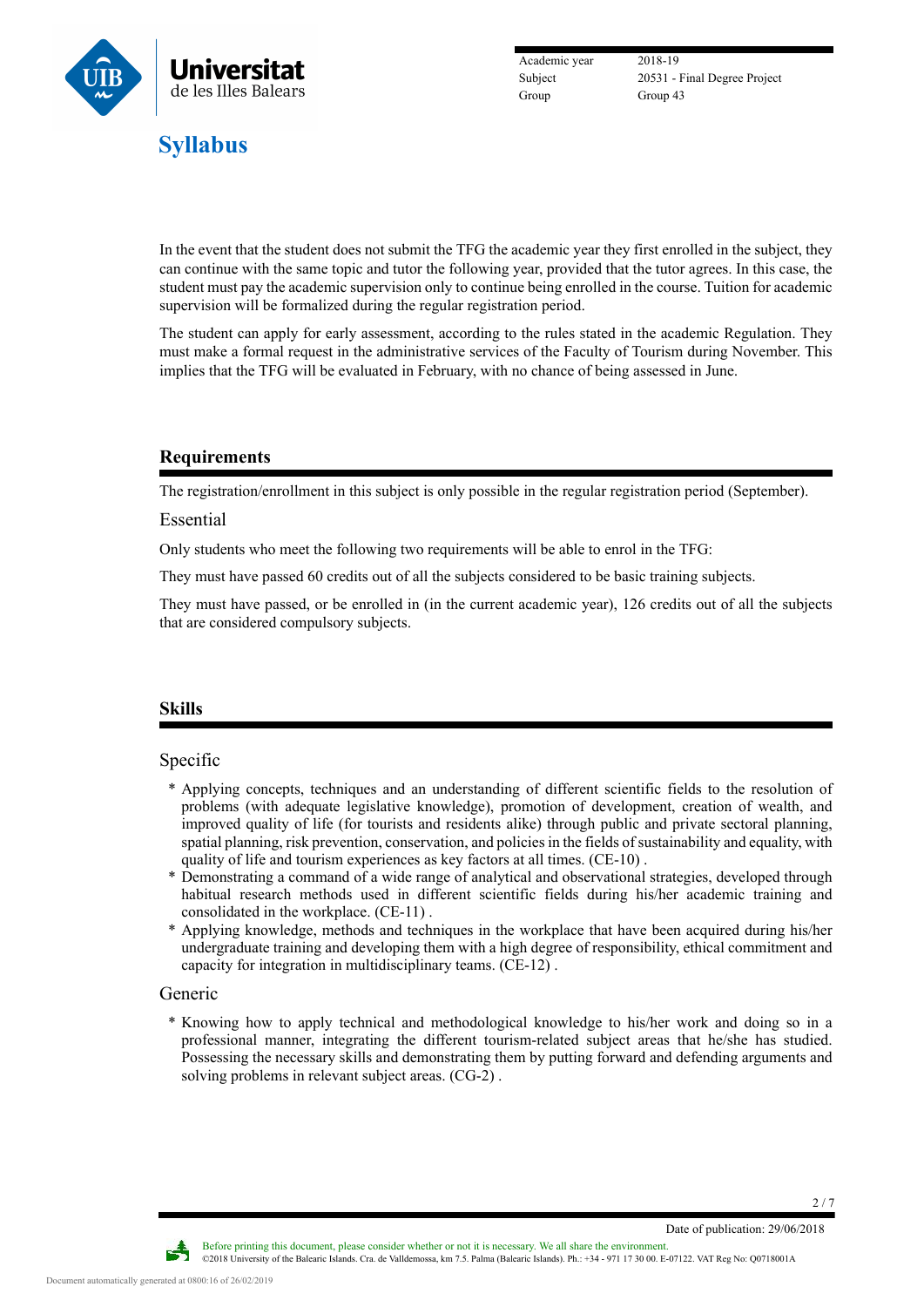In the event that the student does not submit the TFG the academic year they first enrolled in the subject, they can continue with the same topic and tutor the following year, provided that the tutor agrees. In this case, the student must pay the academic supervision only to continue being enrolled in the course. Tuition for academic supervision will be formalized during the regular registration period.

The student can apply for early assessment, according to the rules stated in the academic Regulation. They must make a formal request in the administrative services of the Faculty of Tourism during November. This implies that the TFG will be evaluated in February, with no chance of being assessed in June.

## Requirements

The registration/enrollment in this subject is only possible in the regular registration period (September).

### Essential

Only students who meet the following two requirements will be able to enrol in the TFG:

They must have passed 60 credits out of all the subjects considered to be basic training subjects.

They must have passed, or be enrolled in (in the current academic year), 126 credits out of all the subjects that are considered compulsory subjects.

## Skills

### Specific

* Applying concepts, techniques and an understanding of different scientific fields to the resolution of problems (with adequate legislative knowledge), promotion of development, creation of wealth, and improved quality of life (for tourists and residents alike) through public and private sectoral planning, spatial planning, risk prevention, conservation, and policies in the fields of sustainability and equality, with quality of life and tourism experiences as key factors at all times. (CE-10) .
* Demonstrating a command of a wide range of analytical and observational strategies, developed through habitual research methods used in different scientific fields during his/her academic training and consolidated in the workplace. (CE-11) .
* Applying knowledge, methods and techniques in the workplace that have been acquired during his/her undergraduate training and developing them with a high degree of responsibility, ethical commitment and capacity for integration in multidisciplinary teams. (CE-12) .

### Generic

* Knowing how to apply technical and methodological knowledge to his/her work and doing so in a professional manner, integrating the different tourism-related subject areas that he/she has studied. Possessing the necessary skills and demonstrating them by putting forward and defending arguments and solving problems in relevant subject areas. (CG-2) .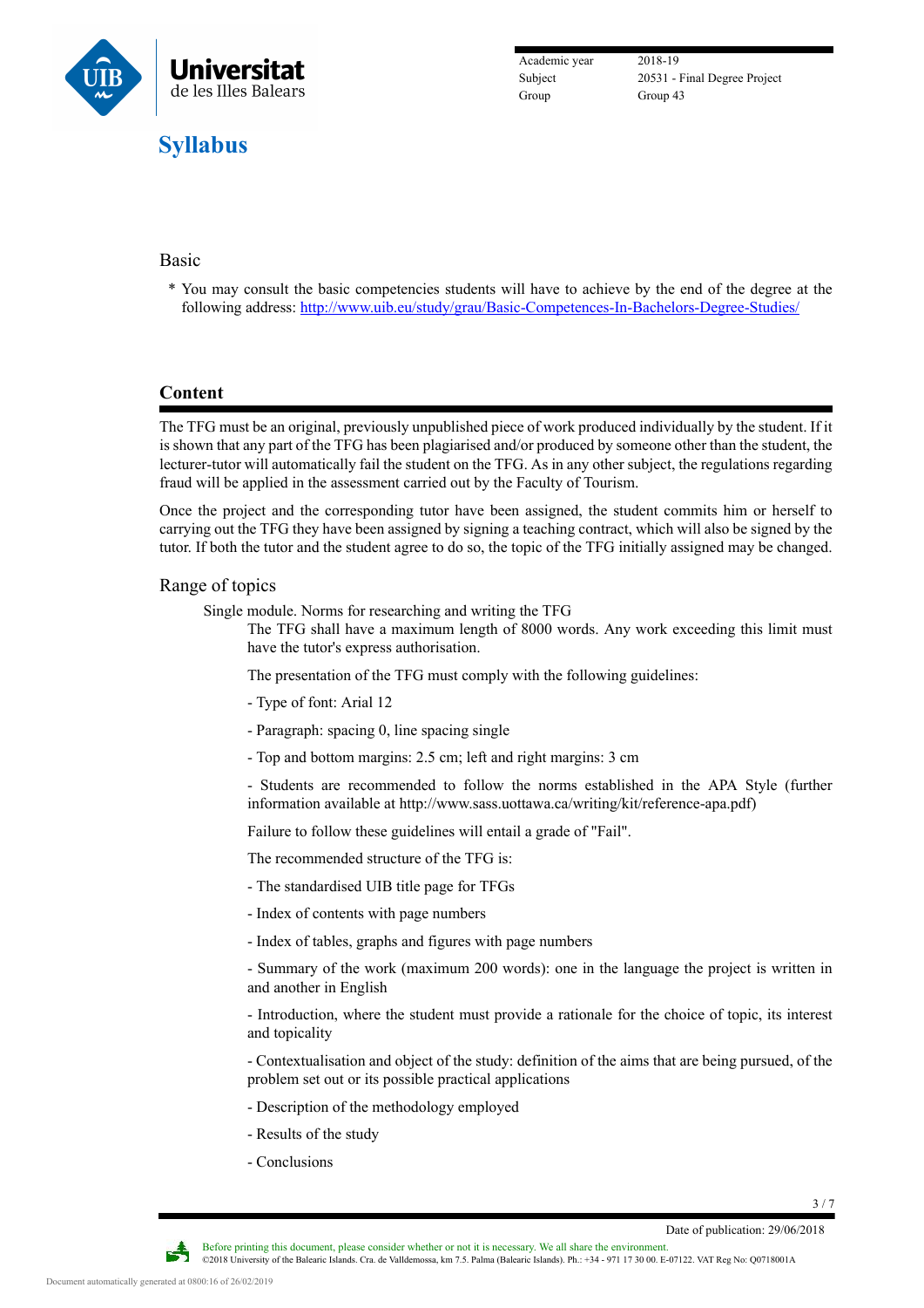### Basic

* You may consult the basic competencies students will have to achieve by the end of the degree at the following address: [http://www.uib.eu/study/grau/Basic-Competences-In-Bachelors-Degree-Studies/](http://www.uib.eu/study/grau/Basic-Competences-In-Bachelors-Degree-Studies/)

## Content

The TFG must be an original, previously unpublished piece of work produced individually by the student. If it is shown that any part of the TFG has been plagiarised and/or produced by someone other than the student, the lecturer-tutor will automatically fail the student on the TFG. As in any other subject, the regulations regarding fraud will be applied in the assessment carried out by the Faculty of Tourism.

Once the project and the corresponding tutor have been assigned, the student commits him or herself to carrying out the TFG they have been assigned by signing a teaching contract, which will also be signed by the tutor. If both the tutor and the student agree to do so, the topic of the TFG initially assigned may be changed.

### Range of topics

Single module. Norms for researching and writing the TFG

The TFG shall have a maximum length of 8000 words. Any work exceeding this limit must have the tutor's express authorisation.

The presentation of the TFG must comply with the following guidelines:

- Type of font: Arial 12
- Paragraph: spacing 0, line spacing single
- Top and bottom margins: 2.5 cm; left and right margins: 3 cm
- Students are recommended to follow the norms established in the APA Style (further information available at http://www.sass.uottawa.ca/writing/kit/reference-apa.pdf)

Failure to follow these guidelines will entail a grade of "Fail".

The recommended structure of the TFG is:

- The standardised UIB title page for TFGs
- Index of contents with page numbers
- Index of tables, graphs and figures with page numbers
- Summary of the work (maximum 200 words): one in the language the project is written in and another in English
- Introduction, where the student must provide a rationale for the choice of topic, its interest and topicality
- Contextualisation and object of the study: definition of the aims that are being pursued, of the problem set out or its possible practical applications
- Description of the methodology employed
- Results of the study
- Conclusions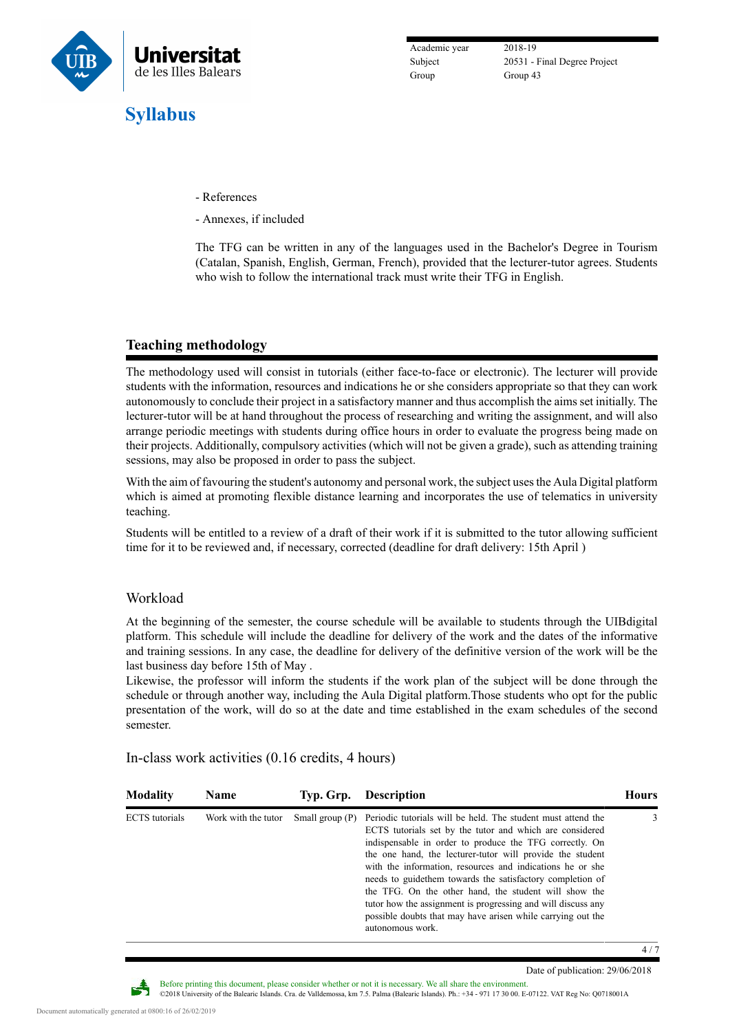- References

- Annexes, if included

The TFG can be written in any of the languages used in the Bachelor's Degree in Tourism (Catalan, Spanish, English, German, French), provided that the lecturer-tutor agrees. Students who wish to follow the international track must write their TFG in English.

## Teaching methodology

The methodology used will consist in tutorials (either face-to-face or electronic). The lecturer will provide students with the information, resources and indications he or she considers appropriate so that they can work autonomously to conclude their project in a satisfactory manner and thus accomplish the aims set initially. The lecturer-tutor will be at hand throughout the process of researching and writing the assignment, and will also arrange periodic meetings with students during office hours in order to evaluate the progress being made on their projects. Additionally, compulsory activities (which will not be given a grade), such as attending training sessions, may also be proposed in order to pass the subject.

With the aim of favouring the student's autonomy and personal work, the subject uses the Aula Digital platform which is aimed at promoting flexible distance learning and incorporates the use of telematics in university teaching.

Students will be entitled to a review of a draft of their work if it is submitted to the tutor allowing sufficient time for it to be reviewed and, if necessary, corrected (deadline for draft delivery: 15th April )

### Workload

At the beginning of the semester, the course schedule will be available to students through the UIBdigital platform. This schedule will include the deadline for delivery of the work and the dates of the informative and training sessions. In any case, the deadline for delivery of the definitive version of the work will be the last business day before 15th of May .
Likewise, the professor will inform the students if the work plan of the subject will be done through the schedule or through another way, including the Aula Digital platform.Those students who opt for the public presentation of the work, will do so at the date and time established in the exam schedules of the second semester.

### In-class work activities (0.16 credits, 4 hours)

| Modality | Name | Typ. Grp. | Description | Hours |
| --- | --- | --- | --- | --- |
| ECTS tutorials | Work with the tutor | Small group (P) | Periodic tutorials will be held. The student must attend the ECTS tutorials set by the tutor and which are considered indispensable in order to produce the TFG correctly. On the one hand, the lecturer-tutor will provide the student with the information, resources and indications he or she needs to guidethem towards the satisfactory completion of the TFG. On the other hand, the student will show the tutor how the assignment is progressing and will discuss any possible doubts that may have arisen while carrying out the autonomous work. | 3 |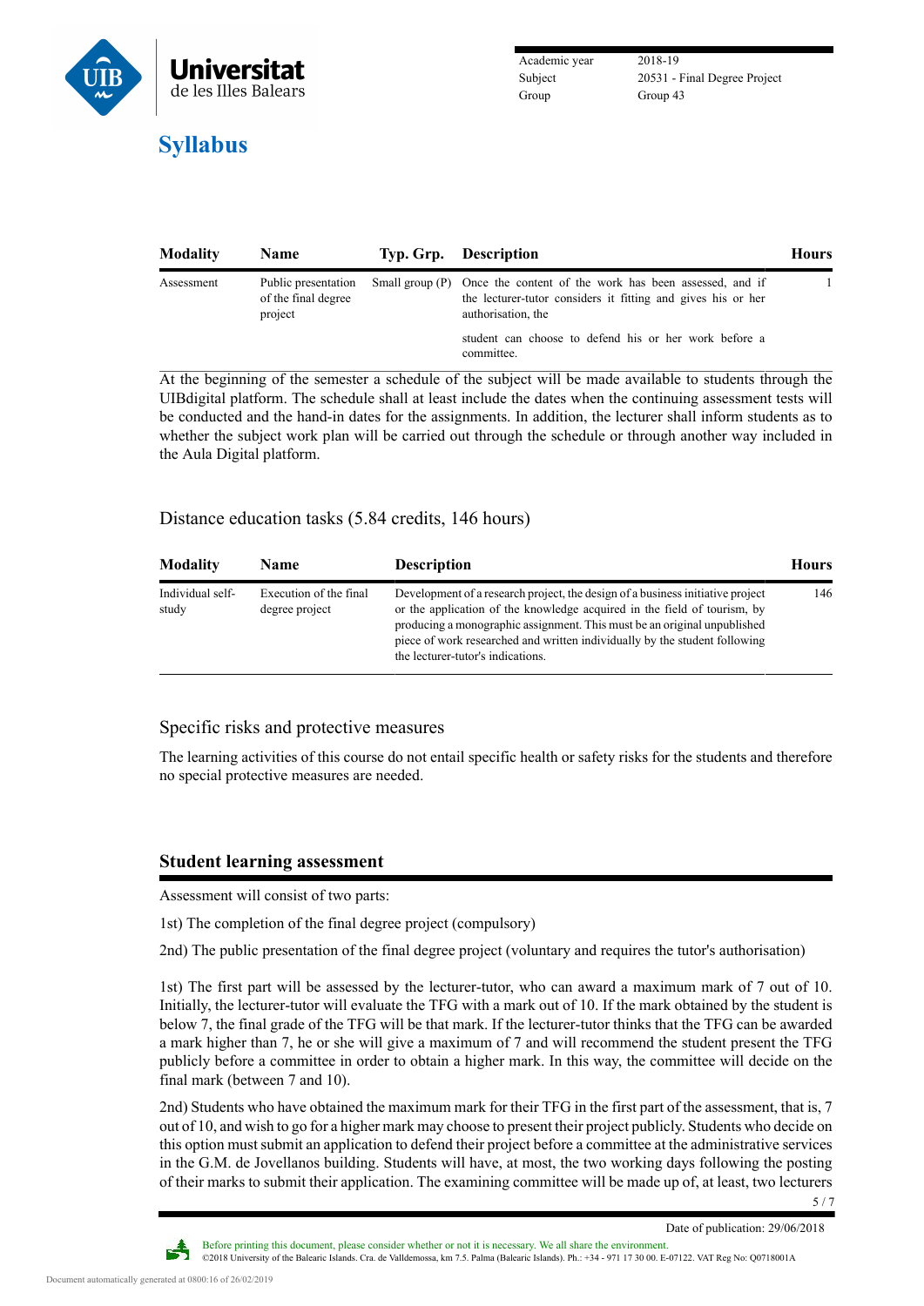| Modality | Name | Typ. Grp. | Description | Hours |
|---|---|---|---|---|
| Assessment | Public presentation of the final degree project | Small group (P) | Once the content of the work has been assessed, and if the lecturer-tutor considers it fitting and gives his or her authorisation, the student can choose to defend his or her work before a committee. | 1 |

At the beginning of the semester a schedule of the subject will be made available to students through the UIBdigital platform. The schedule shall at least include the dates when the continuing assessment tests will be conducted and the hand-in dates for the assignments. In addition, the lecturer shall inform students as to whether the subject work plan will be carried out through the schedule or through another way included in the Aula Digital platform.

### Distance education tasks (5.84 credits, 146 hours)

| Modality | Name | Description | Hours |
|---|---|---|---|
| Individual self-study | Execution of the final degree project | Development of a research project, the design of a business initiative project or the application of the knowledge acquired in the field of tourism, by producing a monographic assignment. This must be an original unpublished piece of work researched and written individually by the student following the lecturer-tutor's indications. | 146 |

### Specific risks and protective measures

The learning activities of this course do not entail specific health or safety risks for the students and therefore no special protective measures are needed.

## Student learning assessment

Assessment will consist of two parts:

1st) The completion of the final degree project (compulsory)

2nd) The public presentation of the final degree project (voluntary and requires the tutor's authorisation)

1st) The first part will be assessed by the lecturer-tutor, who can award a maximum mark of 7 out of 10. Initially, the lecturer-tutor will evaluate the TFG with a mark out of 10. If the mark obtained by the student is below 7, the final grade of the TFG will be that mark. If the lecturer-tutor thinks that the TFG can be awarded a mark higher than 7, he or she will give a maximum of 7 and will recommend the student present the TFG publicly before a committee in order to obtain a higher mark. In this way, the committee will decide on the final mark (between 7 and 10).

2nd) Students who have obtained the maximum mark for their TFG in the first part of the assessment, that is, 7 out of 10, and wish to go for a higher mark may choose to present their project publicly. Students who decide on this option must submit an application to defend their project before a committee at the administrative services in the G.M. de Jovellanos building. Students will have, at most, the two working days following the posting of their marks to submit their application. The examining committee will be made up of, at least, two lecturers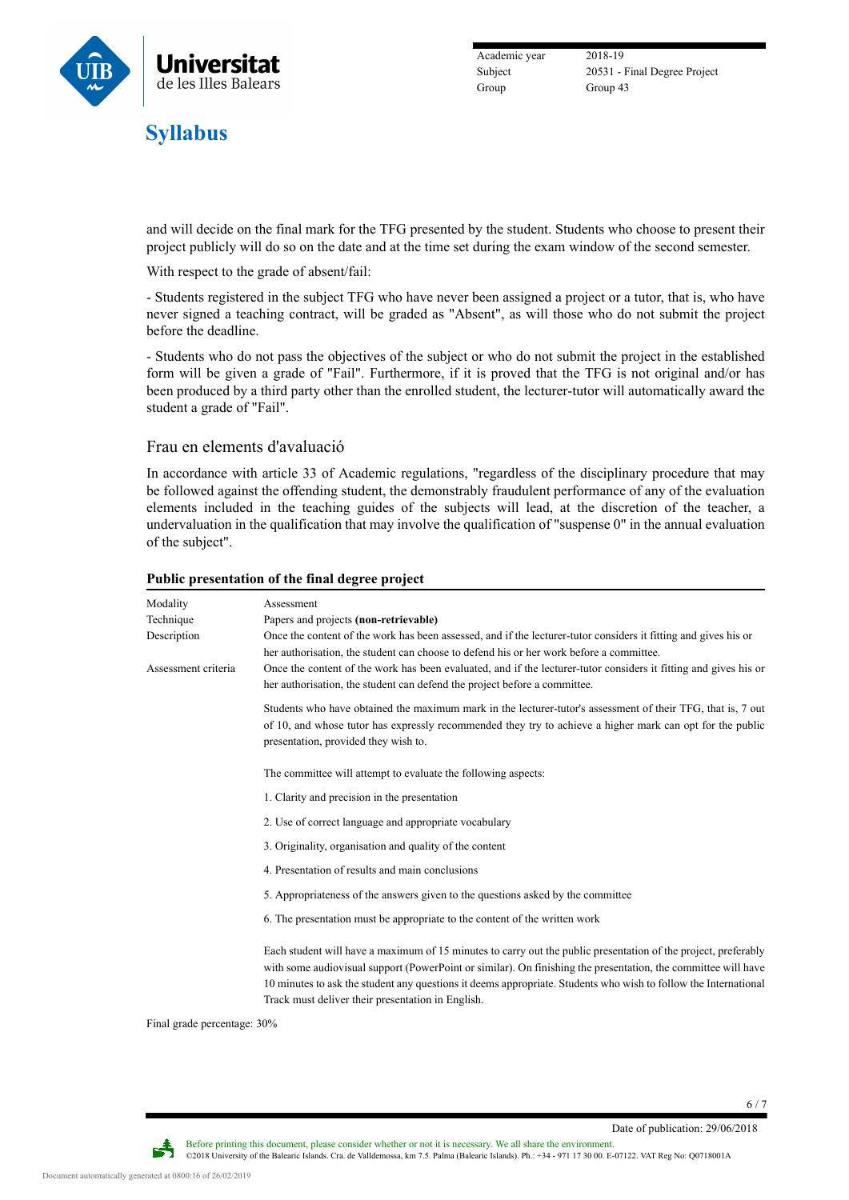and will decide on the final mark for the TFG presented by the student. Students who choose to present their project publicly will do so on the date and at the time set during the exam window of the second semester.

With respect to the grade of absent/fail:

- Students registered in the subject TFG who have never been assigned a project or a tutor, that is, who have never signed a teaching contract, will be graded as "Absent", as will those who do not submit the project before the deadline.

- Students who do not pass the objectives of the subject or who do not submit the project in the established form will be given a grade of "Fail". Furthermore, if it is proved that the TFG is not original and/or has been produced by a third party other than the enrolled student, the lecturer-tutor will automatically award the student a grade of "Fail".

## Frau en elements d'avaluació

In accordance with article 33 of Academic regulations, "regardless of the disciplinary procedure that may be followed against the offending student, the demonstrably fraudulent performance of any of the evaluation elements included in the teaching guides of the subjects will lead, at the discretion of the teacher, a undervaluation in the qualification that may involve the qualification of "suspense 0" in the annual evaluation of the subject".

### Public presentation of the final degree project

| | |
|---|---|
| Modality | Assessment |
| Technique | Papers and projects **(non-retrievable)** |
| Description | Once the content of the work has been assessed, and if the lecturer-tutor considers it fitting and gives his or her authorisation, the student can choose to defend his or her work before a committee. |
| Assessment criteria | Once the content of the work has been evaluated, and if the lecturer-tutor considers it fitting and gives his or her authorisation, the student can defend the project before a committee. |

Students who have obtained the maximum mark in the lecturer-tutor's assessment of their TFG, that is, 7 out of 10, and whose tutor has expressly recommended they try to achieve a higher mark can opt for the public presentation, provided they wish to.

The committee will attempt to evaluate the following aspects:

1. Clarity and precision in the presentation
2. Use of correct language and appropriate vocabulary
3. Originality, organisation and quality of the content
4. Presentation of results and main conclusions
5. Appropriateness of the answers given to the questions asked by the committee
6. The presentation must be appropriate to the content of the written work

Each student will have a maximum of 15 minutes to carry out the public presentation of the project, preferably with some audiovisual support (PowerPoint or similar). On finishing the presentation, the committee will have 10 minutes to ask the student any questions it deems appropriate. Students who wish to follow the International Track must deliver their presentation in English.

Final grade percentage: 30%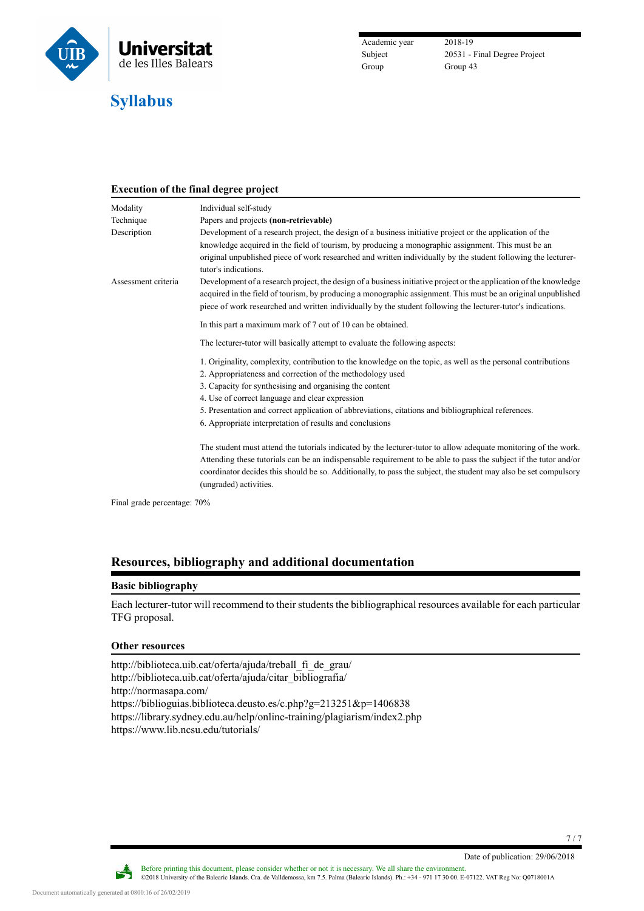### Execution of the final degree project

| | |
|---|---|
| Modality | Individual self-study |
| Technique | Papers and projects **(non-retrievable)** |
| Description | Development of a research project, the design of a business initiative project or the application of the knowledge acquired in the field of tourism, by producing a monographic assignment. This must be an original unpublished piece of work researched and written individually by the student following the lecturer-tutor's indications. |
| Assessment criteria | Development of a research project, the design of a business initiative project or the application of the knowledge acquired in the field of tourism, by producing a monographic assignment. This must be an original unpublished piece of work researched and written individually by the student following the lecturer-tutor's indications.<br><br>In this part a maximum mark of 7 out of 10 can be obtained.<br><br>The lecturer-tutor will basically attempt to evaluate the following aspects:<br><br>1. Originality, complexity, contribution to the knowledge on the topic, as well as the personal contributions<br>2. Appropriateness and correction of the methodology used<br>3. Capacity for synthesising and organising the content<br>4. Use of correct language and clear expression<br>5. Presentation and correct application of abbreviations, citations and bibliographical references.<br>6. Appropriate interpretation of results and conclusions<br><br>The student must attend the tutorials indicated by the lecturer-tutor to allow adequate monitoring of the work. Attending these tutorials can be an indispensable requirement to be able to pass the subject if the tutor and/or coordinator decides this should be so. Additionally, to pass the subject, the student may also be set compulsory (ungraded) activities. |

Final grade percentage: 70%

## Resources, bibliography and additional documentation

### Basic bibliography

Each lecturer-tutor will recommend to their students the bibliographical resources available for each particular TFG proposal.

### Other resources

http://biblioteca.uib.cat/oferta/ajuda/treball_fi_de_grau/
http://biblioteca.uib.cat/oferta/ajuda/citar_bibliografia/
http://normasapa.com/
https://biblioguias.biblioteca.deusto.es/c.php?g=213251&p=1406838
https://library.sydney.edu.au/help/online-training/plagiarism/index2.php
https://www.lib.ncsu.edu/tutorials/